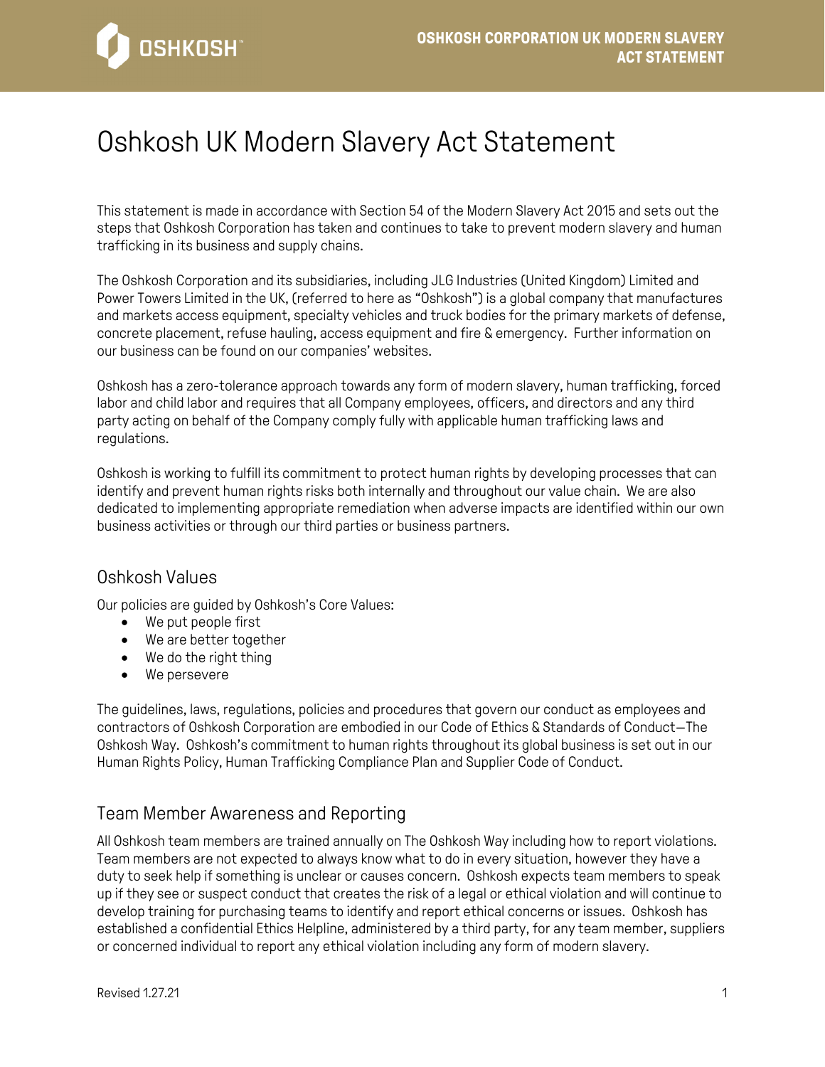# Oshkosh UK Modern Slavery Act Statement

This statement is made in accordance with Section 54 of the Modern Slavery Act 2015 and sets out the steps that Oshkosh Corporation has taken and continues to take to prevent modern slavery and human trafficking in its business and supply chains.

The Oshkosh Corporation and its subsidiaries, including JLG Industries (United Kingdom) Limited and Power Towers Limited in the UK, (referred to here as "Oshkosh") is a global company that manufactures and markets access equipment, specialty vehicles and truck bodies for the primary markets of defense, concrete placement, refuse hauling, access equipment and fire & emergency. Further information on our business can be found on our companies' websites.

Oshkosh has a zero-tolerance approach towards any form of modern slavery, human trafficking, forced labor and child labor and requires that all Company employees, officers, and directors and any third party acting on behalf of the Company comply fully with applicable human trafficking laws and regulations.

Oshkosh is working to fulfill its commitment to protect human rights by developing processes that can identify and prevent human rights risks both internally and throughout our value chain. We are also dedicated to implementing appropriate remediation when adverse impacts are identified within our own business activities or through our third parties or business partners.

## Oshkosh Values

Our policies are guided by Oshkosh's Core Values:

- We put people first
- We are better together
- We do the right thing
- We persevere

The guidelines, laws, regulations, policies and procedures that govern our conduct as employees and contractors of Oshkosh Corporation are embodied in our Code of Ethics & Standards of Conduct—The Oshkosh Way. Oshkosh's commitment to human rights throughout its global business is set out in our Human Rights Policy, Human Trafficking Compliance Plan and Supplier Code of Conduct.

## Team Member Awareness and Reporting

All Oshkosh team members are trained annually on The Oshkosh Way including how to report violations. Team members are not expected to always know what to do in every situation, however they have a duty to seek help if something is unclear or causes concern. Oshkosh expects team members to speak up if they see or suspect conduct that creates the risk of a legal or ethical violation and will continue to develop training for purchasing teams to identify and report ethical concerns or issues. Oshkosh has established a confidential Ethics Helpline, administered by a third party, for any team member, suppliers or concerned individual to report any ethical violation including any form of modern slavery.

Revised 1.27.21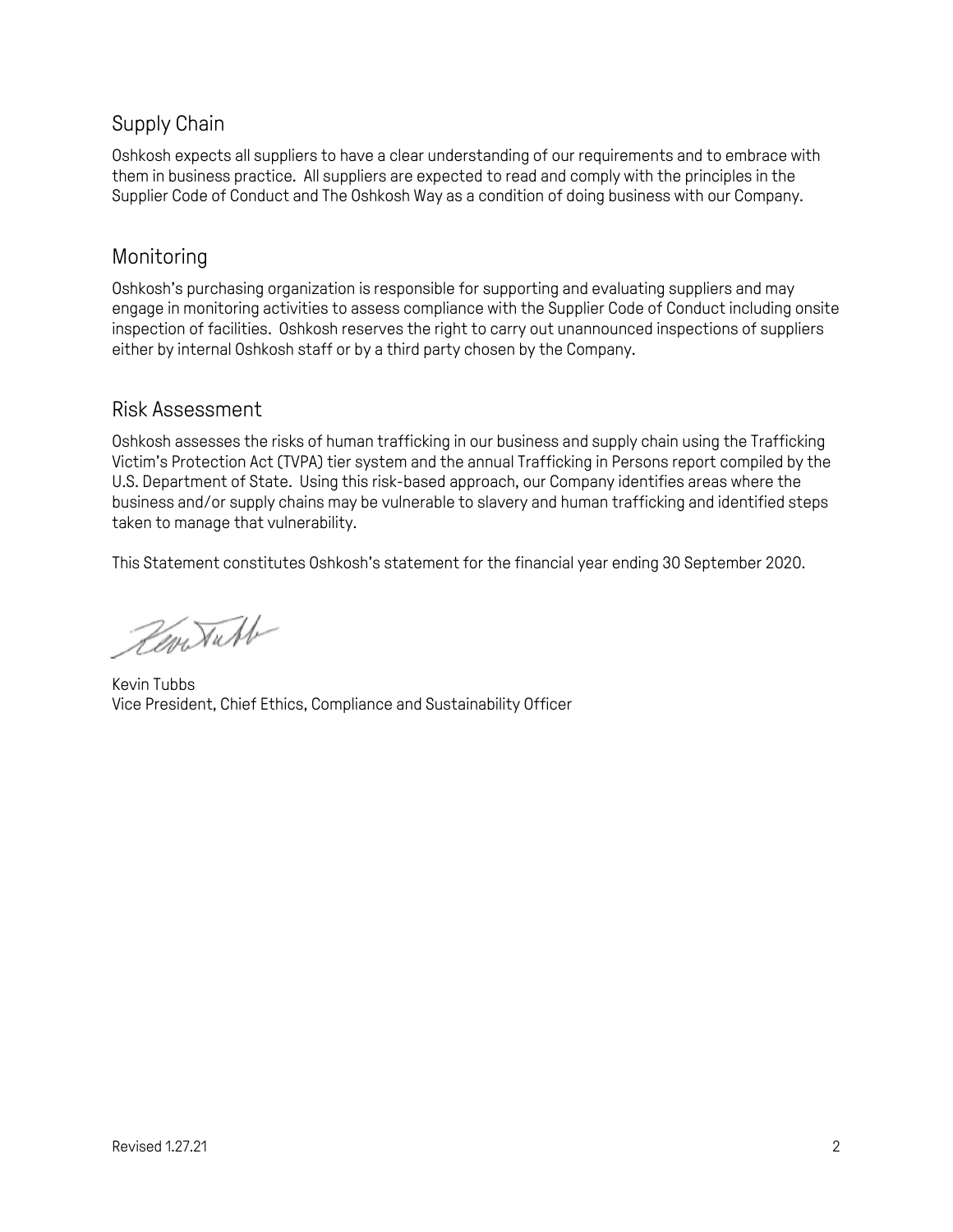## Supply Chain

Oshkosh expects all suppliers to have a clear understanding of our requirements and to embrace with them in business practice. All suppliers are expected to read and comply with the principles in the Supplier Code of Conduct and The Oshkosh Way as a condition of doing business with our Company.

## Monitoring

Oshkosh's purchasing organization is responsible for supporting and evaluating suppliers and may engage in monitoring activities to assess compliance with the Supplier Code of Conduct including onsite inspection of facilities. Oshkosh reserves the right to carry out unannounced inspections of suppliers either by internal Oshkosh staff or by a third party chosen by the Company.

## Risk Assessment

Oshkosh assesses the risks of human trafficking in our business and supply chain using the Trafficking Victim's Protection Act (TVPA) tier system and the annual Trafficking in Persons report compiled by the U.S. Department of State. Using this risk-based approach, our Company identifies areas where the business and/or supply chains may be vulnerable to slavery and human trafficking and identified steps taken to manage that vulnerability.

This Statement constitutes Oshkosh's statement for the financial year ending 30 September 2020.

Kevin Tubbs
Vice President, Chief Ethics, Compliance and Sustainability Officer

Revised 1.27.21